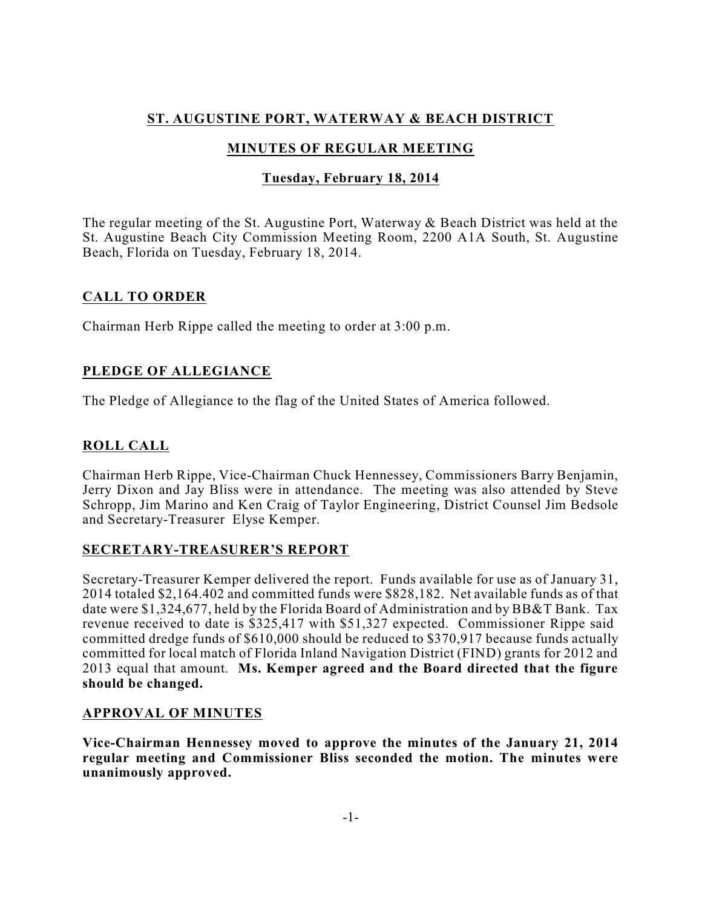# ST. AUGUSTINE PORT, WATERWAY & BEACH DISTRICT

## MINUTES OF REGULAR MEETING

### Tuesday, February 18, 2014

The regular meeting of the St. Augustine Port, Waterway & Beach District was held at the St. Augustine Beach City Commission Meeting Room, 2200 A1A South, St. Augustine Beach, Florida on Tuesday, February 18, 2014.

## CALL TO ORDER

Chairman Herb Rippe called the meeting to order at 3:00 p.m.

## PLEDGE OF ALLEGIANCE

The Pledge of Allegiance to the flag of the United States of America followed.

## ROLL CALL

Chairman Herb Rippe, Vice-Chairman Chuck Hennessey, Commissioners Barry Benjamin, Jerry Dixon and Jay Bliss were in attendance. The meeting was also attended by Steve Schropp, Jim Marino and Ken Craig of Taylor Engineering, District Counsel Jim Bedsole and Secretary-Treasurer Elyse Kemper.

## SECRETARY-TREASURER'S REPORT

Secretary-Treasurer Kemper delivered the report. Funds available for use as of January 31, 2014 totaled $2,164.402 and committed funds were $828,182. Net available funds as of that date were $1,324,677, held by the Florida Board of Administration and by BB&T Bank. Tax revenue received to date is $325,417 with $51,327 expected. Commissioner Rippe said committed dredge funds of $610,000 should be reduced to $370,917 because funds actually committed for local match of Florida Inland Navigation District (FIND) grants for 2012 and 2013 equal that amount. **Ms. Kemper agreed and the Board directed that the figure should be changed.**

## APPROVAL OF MINUTES

**Vice-Chairman Hennessey moved to approve the minutes of the January 21, 2014 regular meeting and Commissioner Bliss seconded the motion. The minutes were unanimously approved.**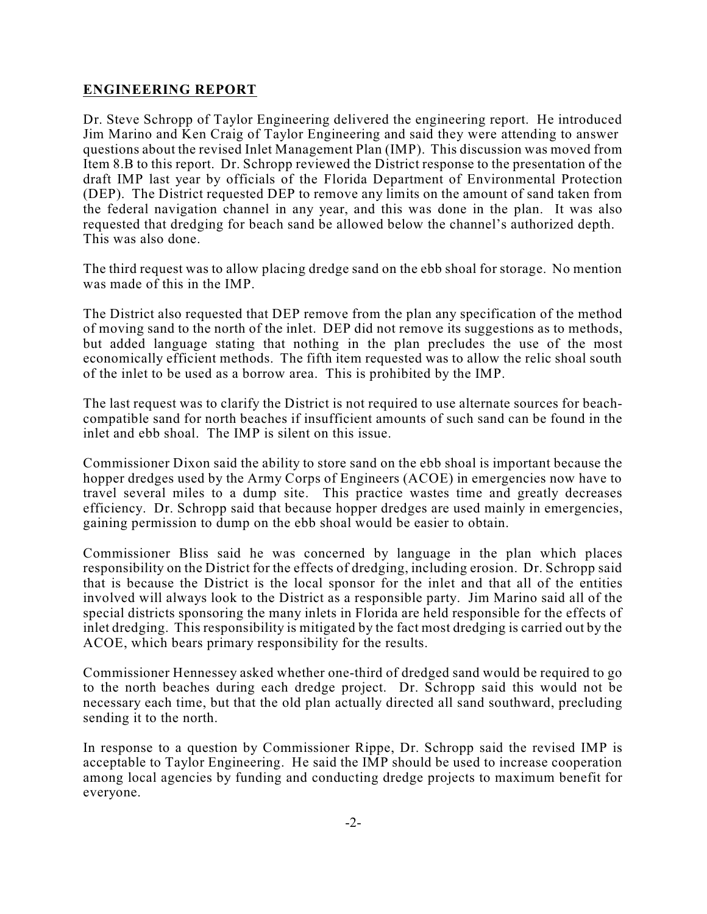## **ENGINEERING REPORT**

Dr. Steve Schropp of Taylor Engineering delivered the engineering report. He introduced Jim Marino and Ken Craig of Taylor Engineering and said they were attending to answer questions about the revised Inlet Management Plan (IMP). This discussion was moved from Item 8.B to this report. Dr. Schropp reviewed the District response to the presentation of the draft IMP last year by officials of the Florida Department of Environmental Protection (DEP). The District requested DEP to remove any limits on the amount of sand taken from the federal navigation channel in any year, and this was done in the plan. It was also requested that dredging for beach sand be allowed below the channel's authorized depth. This was also done.

The third request was to allow placing dredge sand on the ebb shoal for storage. No mention was made of this in the IMP.

The District also requested that DEP remove from the plan any specification of the method of moving sand to the north of the inlet. DEP did not remove its suggestions as to methods, but added language stating that nothing in the plan precludes the use of the most economically efficient methods. The fifth item requested was to allow the relic shoal south of the inlet to be used as a borrow area. This is prohibited by the IMP.

The last request was to clarify the District is not required to use alternate sources for beach-compatible sand for north beaches if insufficient amounts of such sand can be found in the inlet and ebb shoal. The IMP is silent on this issue.

Commissioner Dixon said the ability to store sand on the ebb shoal is important because the hopper dredges used by the Army Corps of Engineers (ACOE) in emergencies now have to travel several miles to a dump site. This practice wastes time and greatly decreases efficiency. Dr. Schropp said that because hopper dredges are used mainly in emergencies, gaining permission to dump on the ebb shoal would be easier to obtain.

Commissioner Bliss said he was concerned by language in the plan which places responsibility on the District for the effects of dredging, including erosion. Dr. Schropp said that is because the District is the local sponsor for the inlet and that all of the entities involved will always look to the District as a responsible party. Jim Marino said all of the special districts sponsoring the many inlets in Florida are held responsible for the effects of inlet dredging. This responsibility is mitigated by the fact most dredging is carried out by the ACOE, which bears primary responsibility for the results.

Commissioner Hennessey asked whether one-third of dredged sand would be required to go to the north beaches during each dredge project. Dr. Schropp said this would not be necessary each time, but that the old plan actually directed all sand southward, precluding sending it to the north.

In response to a question by Commissioner Rippe, Dr. Schropp said the revised IMP is acceptable to Taylor Engineering. He said the IMP should be used to increase cooperation among local agencies by funding and conducting dredge projects to maximum benefit for everyone.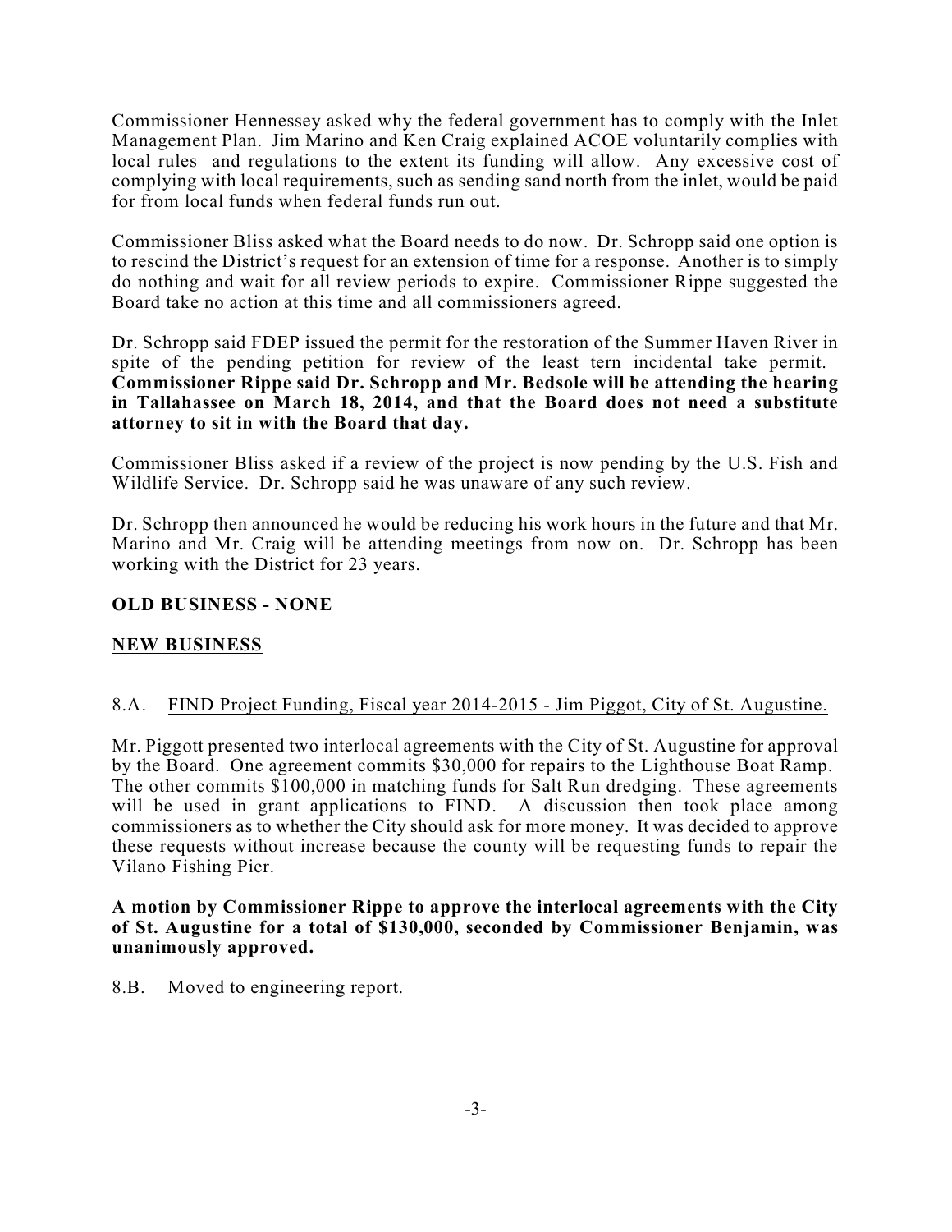Commissioner Hennessey asked why the federal government has to comply with the Inlet Management Plan. Jim Marino and Ken Craig explained ACOE voluntarily complies with local rules and regulations to the extent its funding will allow. Any excessive cost of complying with local requirements, such as sending sand north from the inlet, would be paid for from local funds when federal funds run out.

Commissioner Bliss asked what the Board needs to do now. Dr. Schropp said one option is to rescind the District's request for an extension of time for a response. Another is to simply do nothing and wait for all review periods to expire. Commissioner Rippe suggested the Board take no action at this time and all commissioners agreed.

Dr. Schropp said FDEP issued the permit for the restoration of the Summer Haven River in spite of the pending petition for review of the least tern incidental take permit. **Commissioner Rippe said Dr. Schropp and Mr. Bedsole will be attending the hearing in Tallahassee on March 18, 2014, and that the Board does not need a substitute attorney to sit in with the Board that day.**

Commissioner Bliss asked if a review of the project is now pending by the U.S. Fish and Wildlife Service. Dr. Schropp said he was unaware of any such review.

Dr. Schropp then announced he would be reducing his work hours in the future and that Mr. Marino and Mr. Craig will be attending meetings from now on. Dr. Schropp has been working with the District for 23 years.

**OLD BUSINESS - NONE**

**NEW BUSINESS**

8.A. FIND Project Funding, Fiscal year 2014-2015 - Jim Piggot, City of St. Augustine.

Mr. Piggott presented two interlocal agreements with the City of St. Augustine for approval by the Board. One agreement commits $30,000 for repairs to the Lighthouse Boat Ramp. The other commits $100,000 in matching funds for Salt Run dredging. These agreements will be used in grant applications to FIND. A discussion then took place among commissioners as to whether the City should ask for more money. It was decided to approve these requests without increase because the county will be requesting funds to repair the Vilano Fishing Pier.

**A motion by Commissioner Rippe to approve the interlocal agreements with the City of St. Augustine for a total of $130,000, seconded by Commissioner Benjamin, was unanimously approved.**

8.B. Moved to engineering report.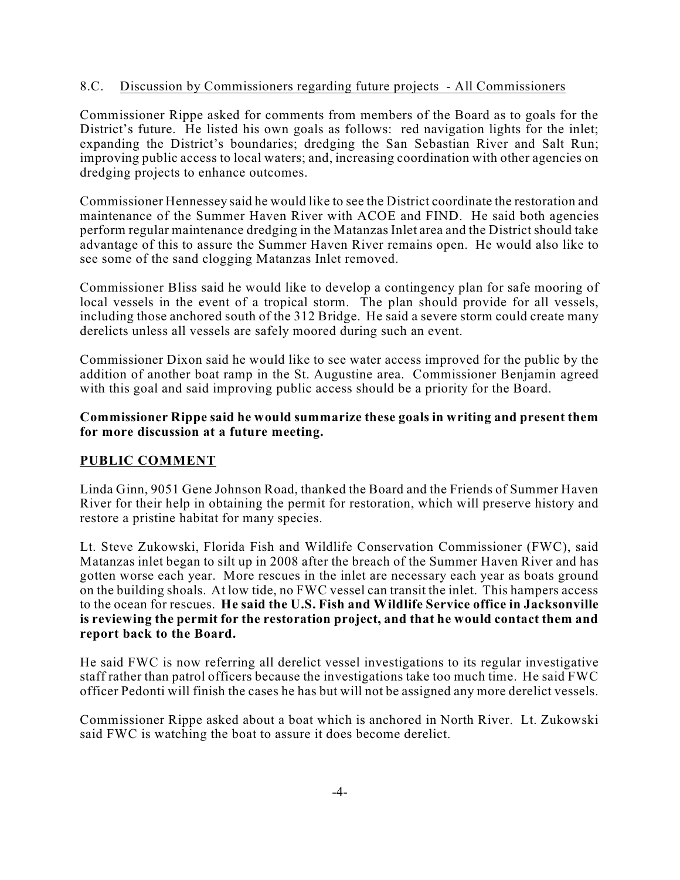8.C. Discussion by Commissioners regarding future projects - All Commissioners

Commissioner Rippe asked for comments from members of the Board as to goals for the District's future. He listed his own goals as follows: red navigation lights for the inlet; expanding the District's boundaries; dredging the San Sebastian River and Salt Run; improving public access to local waters; and, increasing coordination with other agencies on dredging projects to enhance outcomes.

Commissioner Hennessey said he would like to see the District coordinate the restoration and maintenance of the Summer Haven River with ACOE and FIND. He said both agencies perform regular maintenance dredging in the Matanzas Inlet area and the District should take advantage of this to assure the Summer Haven River remains open. He would also like to see some of the sand clogging Matanzas Inlet removed.

Commissioner Bliss said he would like to develop a contingency plan for safe mooring of local vessels in the event of a tropical storm. The plan should provide for all vessels, including those anchored south of the 312 Bridge. He said a severe storm could create many derelicts unless all vessels are safely moored during such an event.

Commissioner Dixon said he would like to see water access improved for the public by the addition of another boat ramp in the St. Augustine area. Commissioner Benjamin agreed with this goal and said improving public access should be a priority for the Board.

**Commissioner Rippe said he would summarize these goals in writing and present them for more discussion at a future meeting.**

## PUBLIC COMMENT

Linda Ginn, 9051 Gene Johnson Road, thanked the Board and the Friends of Summer Haven River for their help in obtaining the permit for restoration, which will preserve history and restore a pristine habitat for many species.

Lt. Steve Zukowski, Florida Fish and Wildlife Conservation Commissioner (FWC), said Matanzas inlet began to silt up in 2008 after the breach of the Summer Haven River and has gotten worse each year. More rescues in the inlet are necessary each year as boats ground on the building shoals. At low tide, no FWC vessel can transit the inlet. This hampers access to the ocean for rescues. **He said the U.S. Fish and Wildlife Service office in Jacksonville is reviewing the permit for the restoration project, and that he would contact them and report back to the Board.**

He said FWC is now referring all derelict vessel investigations to its regular investigative staff rather than patrol officers because the investigations take too much time. He said FWC officer Pedonti will finish the cases he has but will not be assigned any more derelict vessels.

Commissioner Rippe asked about a boat which is anchored in North River. Lt. Zukowski said FWC is watching the boat to assure it does become derelict.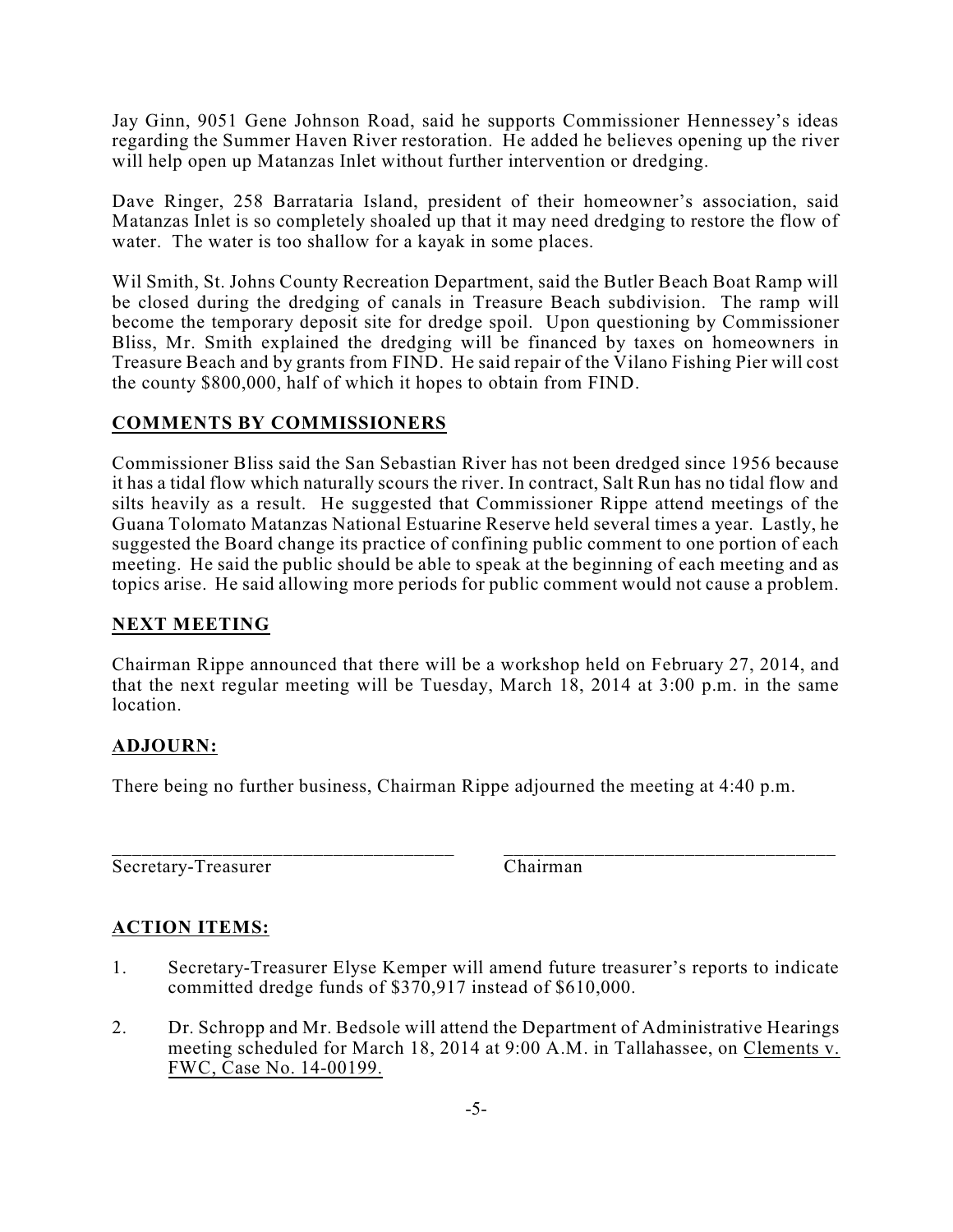Jay Ginn, 9051 Gene Johnson Road, said he supports Commissioner Hennessey's ideas regarding the Summer Haven River restoration. He added he believes opening up the river will help open up Matanzas Inlet without further intervention or dredging.

Dave Ringer, 258 Barrataria Island, president of their homeowner's association, said Matanzas Inlet is so completely shoaled up that it may need dredging to restore the flow of water. The water is too shallow for a kayak in some places.

Wil Smith, St. Johns County Recreation Department, said the Butler Beach Boat Ramp will be closed during the dredging of canals in Treasure Beach subdivision. The ramp will become the temporary deposit site for dredge spoil. Upon questioning by Commissioner Bliss, Mr. Smith explained the dredging will be financed by taxes on homeowners in Treasure Beach and by grants from FIND. He said repair of the Vilano Fishing Pier will cost the county $800,000, half of which it hopes to obtain from FIND.

## COMMENTS BY COMMISSIONERS

Commissioner Bliss said the San Sebastian River has not been dredged since 1956 because it has a tidal flow which naturally scours the river. In contract, Salt Run has no tidal flow and silts heavily as a result. He suggested that Commissioner Rippe attend meetings of the Guana Tolomato Matanzas National Estuarine Reserve held several times a year. Lastly, he suggested the Board change its practice of confining public comment to one portion of each meeting. He said the public should be able to speak at the beginning of each meeting and as topics arise. He said allowing more periods for public comment would not cause a problem.

## NEXT MEETING

Chairman Rippe announced that there will be a workshop held on February 27, 2014, and that the next regular meeting will be Tuesday, March 18, 2014 at 3:00 p.m. in the same location.

## ADJOURN:

There being no further business, Chairman Rippe adjourned the meeting at 4:40 p.m.

\_\_\_\_\_\_\_\_\_\_\_\_\_\_\_\_\_\_\_\_\_\_\_\_\_\_\_\_\_\_\_\_\_\_\_\_ \_\_\_\_\_\_\_\_\_\_\_\_\_\_\_\_\_\_\_\_\_\_\_\_\_\_\_\_\_\_\_\_\_\_\_\_

Secretary-Treasurer Chairman

## ACTION ITEMS:

1. Secretary-Treasurer Elyse Kemper will amend future treasurer's reports to indicate committed dredge funds of $370,917 instead of $610,000.
2. Dr. Schropp and Mr. Bedsole will attend the Department of Administrative Hearings meeting scheduled for March 18, 2014 at 9:00 A.M. in Tallahassee, on Clements v. FWC, Case No. 14-00199.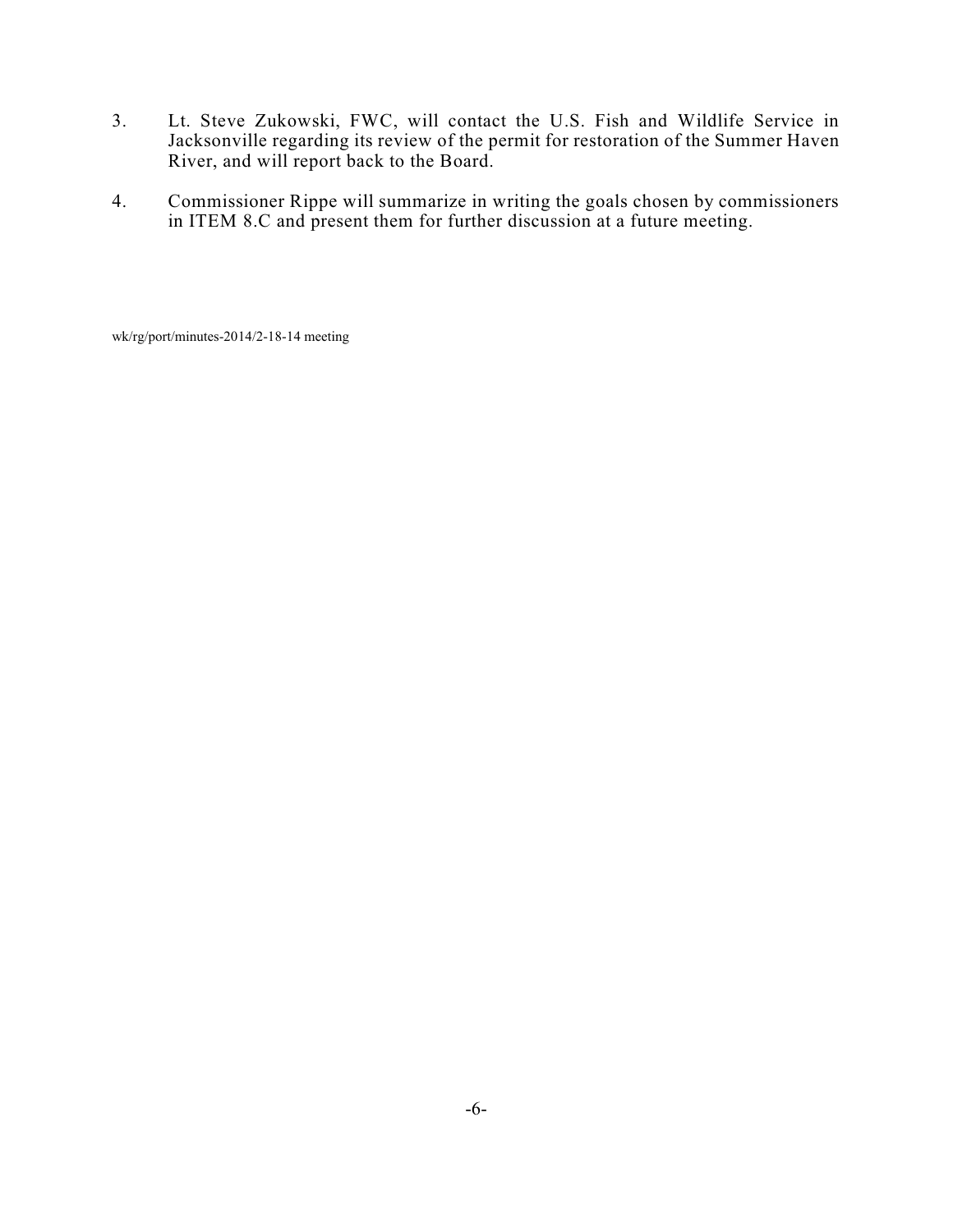3. Lt. Steve Zukowski, FWC, will contact the U.S. Fish and Wildlife Service in Jacksonville regarding its review of the permit for restoration of the Summer Haven River, and will report back to the Board.

4. Commissioner Rippe will summarize in writing the goals chosen by commissioners in ITEM 8.C and present them for further discussion at a future meeting.

wk/rg/port/minutes-2014/2-18-14 meeting